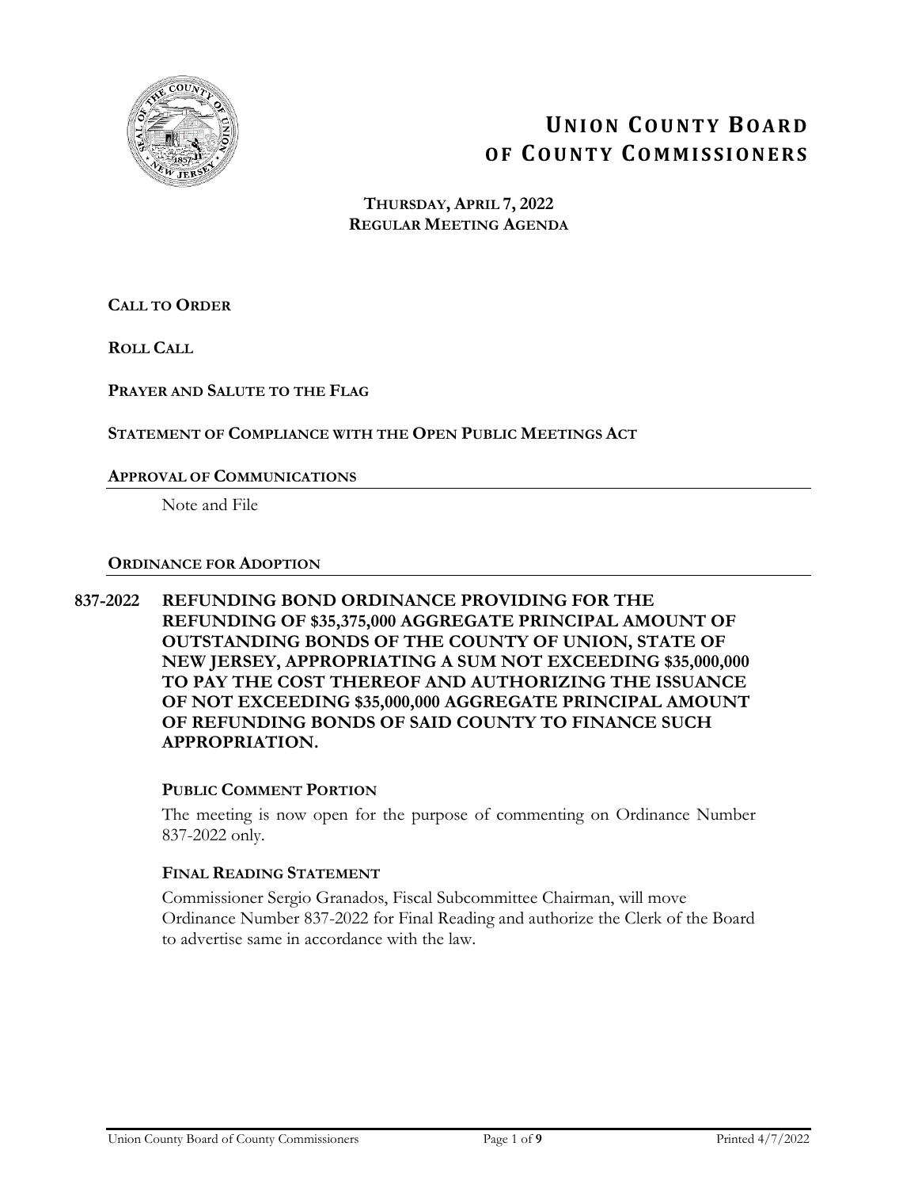# UNION COUNTY BOARD OF COUNTY COMMISSIONERS

**THURSDAY, APRIL 7, 2022**
**REGULAR MEETING AGENDA**

**CALL TO ORDER**

**ROLL CALL**

**PRAYER AND SALUTE TO THE FLAG**

**STATEMENT OF COMPLIANCE WITH THE OPEN PUBLIC MEETINGS ACT**

## APPROVAL OF COMMUNICATIONS

Note and File

## ORDINANCE FOR ADOPTION

**837-2022 REFUNDING BOND ORDINANCE PROVIDING FOR THE REFUNDING OF $35,375,000 AGGREGATE PRINCIPAL AMOUNT OF OUTSTANDING BONDS OF THE COUNTY OF UNION, STATE OF NEW JERSEY, APPROPRIATING A SUM NOT EXCEEDING $35,000,000 TO PAY THE COST THEREOF AND AUTHORIZING THE ISSUANCE OF NOT EXCEEDING $35,000,000 AGGREGATE PRINCIPAL AMOUNT OF REFUNDING BONDS OF SAID COUNTY TO FINANCE SUCH APPROPRIATION.**

### PUBLIC COMMENT PORTION

The meeting is now open for the purpose of commenting on Ordinance Number 837-2022 only.

### FINAL READING STATEMENT

Commissioner Sergio Granados, Fiscal Subcommittee Chairman, will move Ordinance Number 837-2022 for Final Reading and authorize the Clerk of the Board to advertise same in accordance with the law.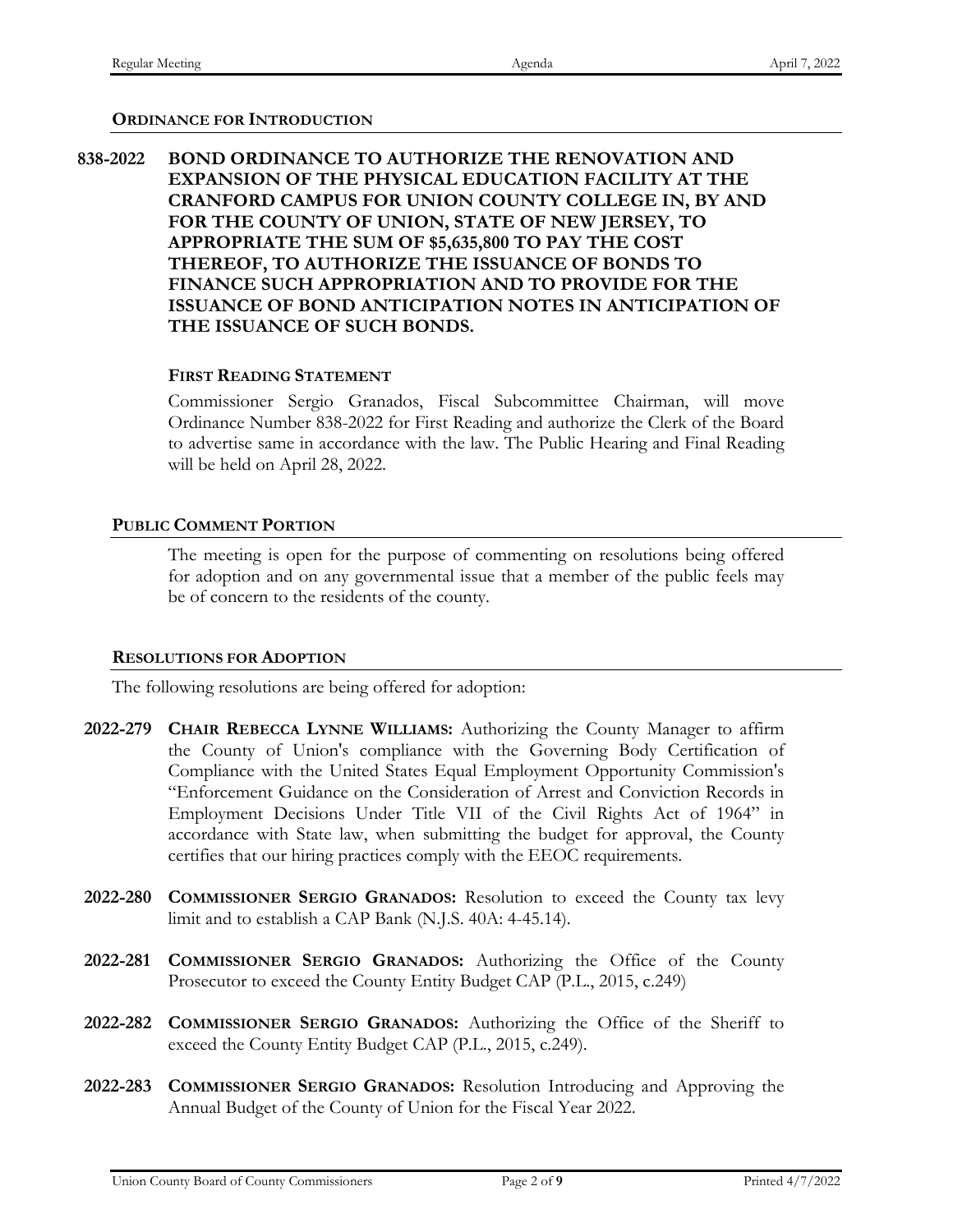## ORDINANCE FOR INTRODUCTION

**838-2022 BOND ORDINANCE TO AUTHORIZE THE RENOVATION AND EXPANSION OF THE PHYSICAL EDUCATION FACILITY AT THE CRANFORD CAMPUS FOR UNION COUNTY COLLEGE IN, BY AND FOR THE COUNTY OF UNION, STATE OF NEW JERSEY, TO APPROPRIATE THE SUM OF $5,635,800 TO PAY THE COST THEREOF, TO AUTHORIZE THE ISSUANCE OF BONDS TO FINANCE SUCH APPROPRIATION AND TO PROVIDE FOR THE ISSUANCE OF BOND ANTICIPATION NOTES IN ANTICIPATION OF THE ISSUANCE OF SUCH BONDS.**

### FIRST READING STATEMENT

Commissioner Sergio Granados, Fiscal Subcommittee Chairman, will move Ordinance Number 838-2022 for First Reading and authorize the Clerk of the Board to advertise same in accordance with the law. The Public Hearing and Final Reading will be held on April 28, 2022.

## PUBLIC COMMENT PORTION

The meeting is open for the purpose of commenting on resolutions being offered for adoption and on any governmental issue that a member of the public feels may be of concern to the residents of the county.

## RESOLUTIONS FOR ADOPTION

The following resolutions are being offered for adoption:

**2022-279 CHAIR REBECCA LYNNE WILLIAMS:** Authorizing the County Manager to affirm the County of Union's compliance with the Governing Body Certification of Compliance with the United States Equal Employment Opportunity Commission's "Enforcement Guidance on the Consideration of Arrest and Conviction Records in Employment Decisions Under Title VII of the Civil Rights Act of 1964" in accordance with State law, when submitting the budget for approval, the County certifies that our hiring practices comply with the EEOC requirements.

**2022-280 COMMISSIONER SERGIO GRANADOS:** Resolution to exceed the County tax levy limit and to establish a CAP Bank (N.J.S. 40A: 4-45.14).

**2022-281 COMMISSIONER SERGIO GRANADOS:** Authorizing the Office of the County Prosecutor to exceed the County Entity Budget CAP (P.L., 2015, c.249)

**2022-282 COMMISSIONER SERGIO GRANADOS:** Authorizing the Office of the Sheriff to exceed the County Entity Budget CAP (P.L., 2015, c.249).

**2022-283 COMMISSIONER SERGIO GRANADOS:** Resolution Introducing and Approving the Annual Budget of the County of Union for the Fiscal Year 2022.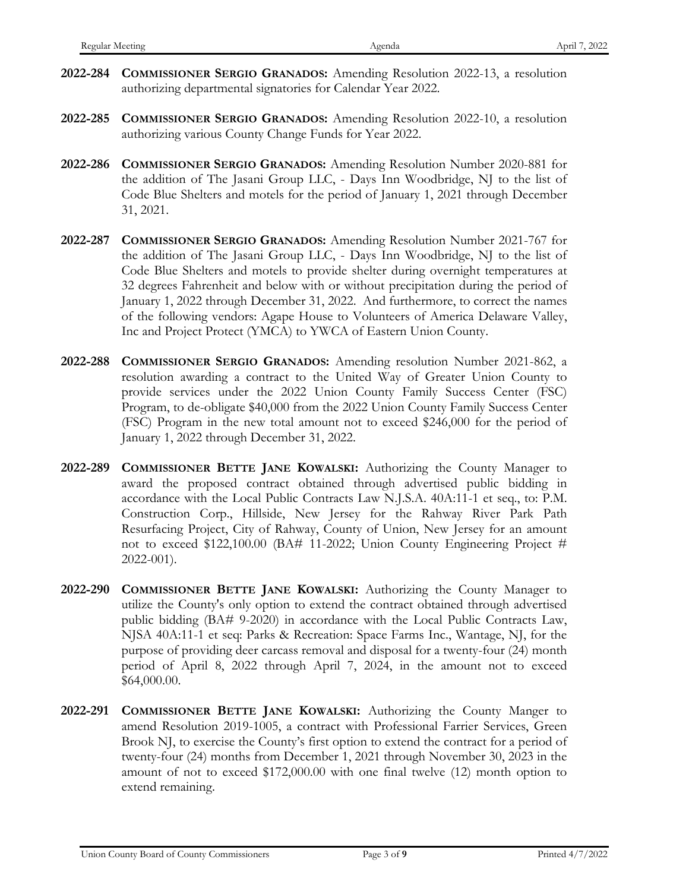**2022-284** **COMMISSIONER SERGIO GRANADOS:** Amending Resolution 2022-13, a resolution authorizing departmental signatories for Calendar Year 2022.

**2022-285** **COMMISSIONER SERGIO GRANADOS:** Amending Resolution 2022-10, a resolution authorizing various County Change Funds for Year 2022.

**2022-286** **COMMISSIONER SERGIO GRANADOS:** Amending Resolution Number 2020-881 for the addition of The Jasani Group LLC, - Days Inn Woodbridge, NJ to the list of Code Blue Shelters and motels for the period of January 1, 2021 through December 31, 2021.

**2022-287** **COMMISSIONER SERGIO GRANADOS:** Amending Resolution Number 2021-767 for the addition of The Jasani Group LLC, - Days Inn Woodbridge, NJ to the list of Code Blue Shelters and motels to provide shelter during overnight temperatures at 32 degrees Fahrenheit and below with or without precipitation during the period of January 1, 2022 through December 31, 2022. And furthermore, to correct the names of the following vendors: Agape House to Volunteers of America Delaware Valley, Inc and Project Protect (YMCA) to YWCA of Eastern Union County.

**2022-288** **COMMISSIONER SERGIO GRANADOS:** Amending resolution Number 2021-862, a resolution awarding a contract to the United Way of Greater Union County to provide services under the 2022 Union County Family Success Center (FSC) Program, to de-obligate $40,000 from the 2022 Union County Family Success Center (FSC) Program in the new total amount not to exceed $246,000 for the period of January 1, 2022 through December 31, 2022.

**2022-289** **COMMISSIONER BETTE JANE KOWALSKI:** Authorizing the County Manager to award the proposed contract obtained through advertised public bidding in accordance with the Local Public Contracts Law N.J.S.A. 40A:11-1 et seq., to: P.M. Construction Corp., Hillside, New Jersey for the Rahway River Park Path Resurfacing Project, City of Rahway, County of Union, New Jersey for an amount not to exceed $122,100.00 (BA# 11-2022; Union County Engineering Project # 2022-001).

**2022-290** **COMMISSIONER BETTE JANE KOWALSKI:** Authorizing the County Manager to utilize the County's only option to extend the contract obtained through advertised public bidding (BA# 9-2020) in accordance with the Local Public Contracts Law, NJSA 40A:11-1 et seq: Parks & Recreation: Space Farms Inc., Wantage, NJ, for the purpose of providing deer carcass removal and disposal for a twenty-four (24) month period of April 8, 2022 through April 7, 2024, in the amount not to exceed $64,000.00.

**2022-291** **COMMISSIONER BETTE JANE KOWALSKI:** Authorizing the County Manger to amend Resolution 2019-1005, a contract with Professional Farrier Services, Green Brook NJ, to exercise the County's first option to extend the contract for a period of twenty-four (24) months from December 1, 2021 through November 30, 2023 in the amount of not to exceed $172,000.00 with one final twelve (12) month option to extend remaining.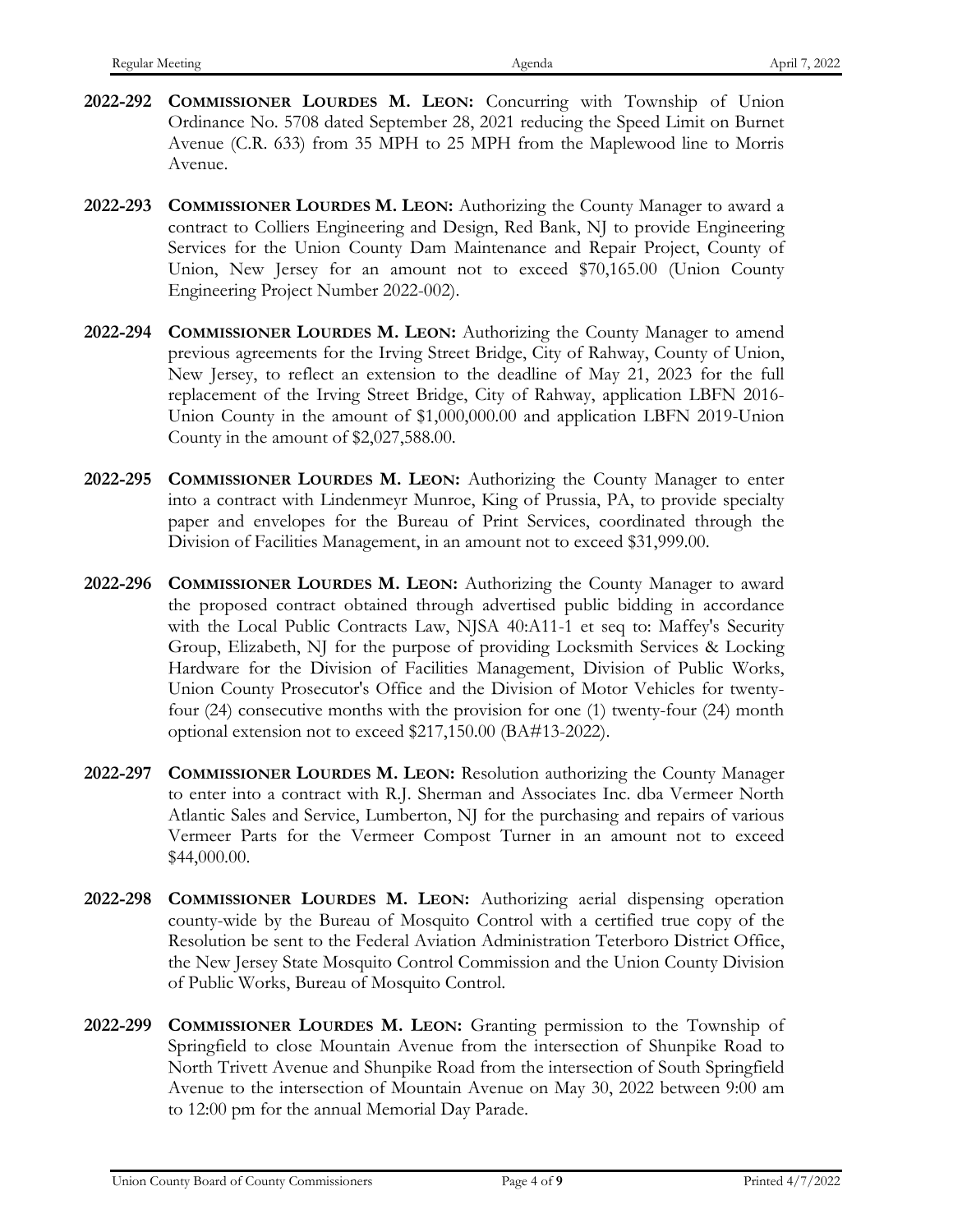**2022-292** **COMMISSIONER LOURDES M. LEON:** Concurring with Township of Union Ordinance No. 5708 dated September 28, 2021 reducing the Speed Limit on Burnet Avenue (C.R. 633) from 35 MPH to 25 MPH from the Maplewood line to Morris Avenue.

**2022-293** **COMMISSIONER LOURDES M. LEON:** Authorizing the County Manager to award a contract to Colliers Engineering and Design, Red Bank, NJ to provide Engineering Services for the Union County Dam Maintenance and Repair Project, County of Union, New Jersey for an amount not to exceed $70,165.00 (Union County Engineering Project Number 2022-002).

**2022-294** **COMMISSIONER LOURDES M. LEON:** Authorizing the County Manager to amend previous agreements for the Irving Street Bridge, City of Rahway, County of Union, New Jersey, to reflect an extension to the deadline of May 21, 2023 for the full replacement of the Irving Street Bridge, City of Rahway, application LBFN 2016-Union County in the amount of $1,000,000.00 and application LBFN 2019-Union County in the amount of $2,027,588.00.

**2022-295** **COMMISSIONER LOURDES M. LEON:** Authorizing the County Manager to enter into a contract with Lindenmeyr Munroe, King of Prussia, PA, to provide specialty paper and envelopes for the Bureau of Print Services, coordinated through the Division of Facilities Management, in an amount not to exceed $31,999.00.

**2022-296** **COMMISSIONER LOURDES M. LEON:** Authorizing the County Manager to award the proposed contract obtained through advertised public bidding in accordance with the Local Public Contracts Law, NJSA 40:A11-1 et seq to: Maffey's Security Group, Elizabeth, NJ for the purpose of providing Locksmith Services & Locking Hardware for the Division of Facilities Management, Division of Public Works, Union County Prosecutor's Office and the Division of Motor Vehicles for twenty-four (24) consecutive months with the provision for one (1) twenty-four (24) month optional extension not to exceed $217,150.00 (BA#13-2022).

**2022-297** **COMMISSIONER LOURDES M. LEON:** Resolution authorizing the County Manager to enter into a contract with R.J. Sherman and Associates Inc. dba Vermeer North Atlantic Sales and Service, Lumberton, NJ for the purchasing and repairs of various Vermeer Parts for the Vermeer Compost Turner in an amount not to exceed $44,000.00.

**2022-298** **COMMISSIONER LOURDES M. LEON:** Authorizing aerial dispensing operation county-wide by the Bureau of Mosquito Control with a certified true copy of the Resolution be sent to the Federal Aviation Administration Teterboro District Office, the New Jersey State Mosquito Control Commission and the Union County Division of Public Works, Bureau of Mosquito Control.

**2022-299** **COMMISSIONER LOURDES M. LEON:** Granting permission to the Township of Springfield to close Mountain Avenue from the intersection of Shunpike Road to North Trivett Avenue and Shunpike Road from the intersection of South Springfield Avenue to the intersection of Mountain Avenue on May 30, 2022 between 9:00 am to 12:00 pm for the annual Memorial Day Parade.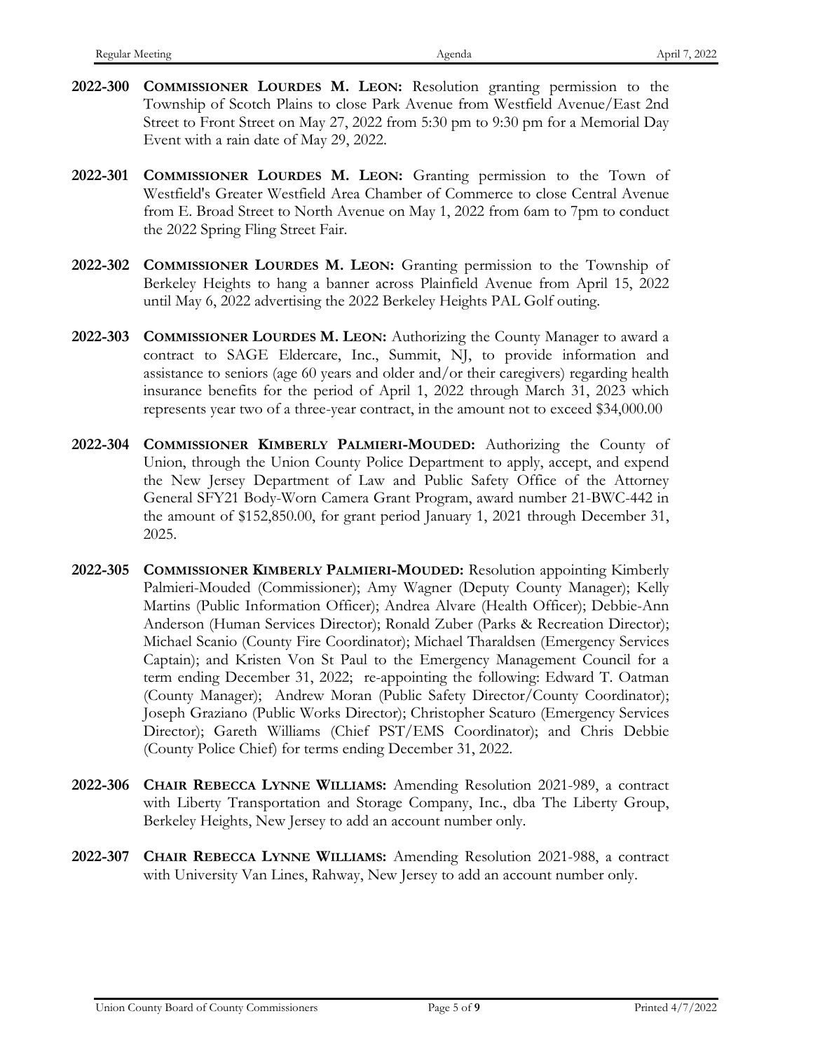**2022-300** **COMMISSIONER LOURDES M. LEON:** Resolution granting permission to the Township of Scotch Plains to close Park Avenue from Westfield Avenue/East 2nd Street to Front Street on May 27, 2022 from 5:30 pm to 9:30 pm for a Memorial Day Event with a rain date of May 29, 2022.

**2022-301** **COMMISSIONER LOURDES M. LEON:** Granting permission to the Town of Westfield's Greater Westfield Area Chamber of Commerce to close Central Avenue from E. Broad Street to North Avenue on May 1, 2022 from 6am to 7pm to conduct the 2022 Spring Fling Street Fair.

**2022-302** **COMMISSIONER LOURDES M. LEON:** Granting permission to the Township of Berkeley Heights to hang a banner across Plainfield Avenue from April 15, 2022 until May 6, 2022 advertising the 2022 Berkeley Heights PAL Golf outing.

**2022-303** **COMMISSIONER LOURDES M. LEON:** Authorizing the County Manager to award a contract to SAGE Eldercare, Inc., Summit, NJ, to provide information and assistance to seniors (age 60 years and older and/or their caregivers) regarding health insurance benefits for the period of April 1, 2022 through March 31, 2023 which represents year two of a three-year contract, in the amount not to exceed $34,000.00

**2022-304** **COMMISSIONER KIMBERLY PALMIERI-MOUDED:** Authorizing the County of Union, through the Union County Police Department to apply, accept, and expend the New Jersey Department of Law and Public Safety Office of the Attorney General SFY21 Body-Worn Camera Grant Program, award number 21-BWC-442 in the amount of $152,850.00, for grant period January 1, 2021 through December 31, 2025.

**2022-305** **COMMISSIONER KIMBERLY PALMIERI-MOUDED:** Resolution appointing Kimberly Palmieri-Mouded (Commissioner); Amy Wagner (Deputy County Manager); Kelly Martins (Public Information Officer); Andrea Alvare (Health Officer); Debbie-Ann Anderson (Human Services Director); Ronald Zuber (Parks & Recreation Director); Michael Scanio (County Fire Coordinator); Michael Tharaldsen (Emergency Services Captain); and Kristen Von St Paul to the Emergency Management Council for a term ending December 31, 2022; re-appointing the following: Edward T. Oatman (County Manager); Andrew Moran (Public Safety Director/County Coordinator); Joseph Graziano (Public Works Director); Christopher Scaturo (Emergency Services Director); Gareth Williams (Chief PST/EMS Coordinator); and Chris Debbie (County Police Chief) for terms ending December 31, 2022.

**2022-306** **CHAIR REBECCA LYNNE WILLIAMS:** Amending Resolution 2021-989, a contract with Liberty Transportation and Storage Company, Inc., dba The Liberty Group, Berkeley Heights, New Jersey to add an account number only.

**2022-307** **CHAIR REBECCA LYNNE WILLIAMS:** Amending Resolution 2021-988, a contract with University Van Lines, Rahway, New Jersey to add an account number only.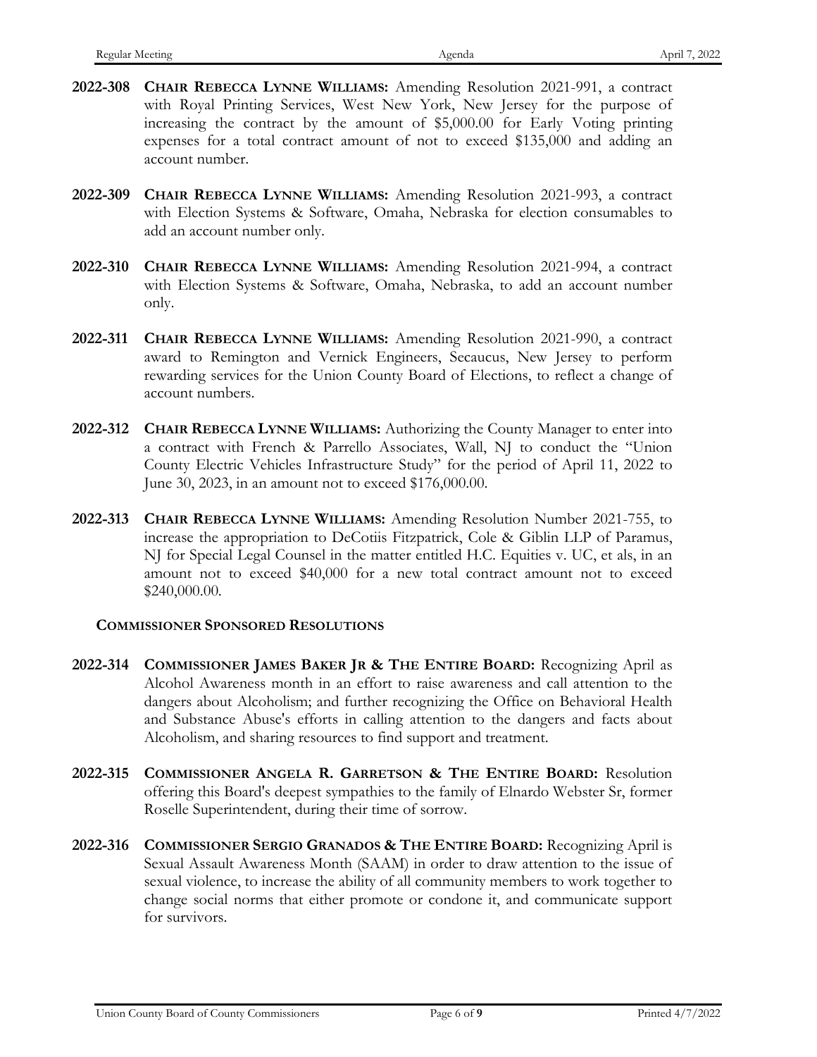**2022-308** **CHAIR REBECCA LYNNE WILLIAMS:** Amending Resolution 2021-991, a contract with Royal Printing Services, West New York, New Jersey for the purpose of increasing the contract by the amount of $5,000.00 for Early Voting printing expenses for a total contract amount of not to exceed $135,000 and adding an account number.

**2022-309** **CHAIR REBECCA LYNNE WILLIAMS:** Amending Resolution 2021-993, a contract with Election Systems & Software, Omaha, Nebraska for election consumables to add an account number only.

**2022-310** **CHAIR REBECCA LYNNE WILLIAMS:** Amending Resolution 2021-994, a contract with Election Systems & Software, Omaha, Nebraska, to add an account number only.

**2022-311** **CHAIR REBECCA LYNNE WILLIAMS:** Amending Resolution 2021-990, a contract award to Remington and Vernick Engineers, Secaucus, New Jersey to perform rewarding services for the Union County Board of Elections, to reflect a change of account numbers.

**2022-312** **CHAIR REBECCA LYNNE WILLIAMS:** Authorizing the County Manager to enter into a contract with French & Parrello Associates, Wall, NJ to conduct the "Union County Electric Vehicles Infrastructure Study" for the period of April 11, 2022 to June 30, 2023, in an amount not to exceed $176,000.00.

**2022-313** **CHAIR REBECCA LYNNE WILLIAMS:** Amending Resolution Number 2021-755, to increase the appropriation to DeCotiis Fitzpatrick, Cole & Giblin LLP of Paramus, NJ for Special Legal Counsel in the matter entitled H.C. Equities v. UC, et als, in an amount not to exceed $40,000 for a new total contract amount not to exceed $240,000.00.

**COMMISSIONER SPONSORED RESOLUTIONS**

**2022-314** **COMMISSIONER JAMES BAKER JR & THE ENTIRE BOARD:** Recognizing April as Alcohol Awareness month in an effort to raise awareness and call attention to the dangers about Alcoholism; and further recognizing the Office on Behavioral Health and Substance Abuse's efforts in calling attention to the dangers and facts about Alcoholism, and sharing resources to find support and treatment.

**2022-315** **COMMISSIONER ANGELA R. GARRETSON & THE ENTIRE BOARD:** Resolution offering this Board's deepest sympathies to the family of Elnardo Webster Sr, former Roselle Superintendent, during their time of sorrow.

**2022-316** **COMMISSIONER SERGIO GRANADOS & THE ENTIRE BOARD:** Recognizing April is Sexual Assault Awareness Month (SAAM) in order to draw attention to the issue of sexual violence, to increase the ability of all community members to work together to change social norms that either promote or condone it, and communicate support for survivors.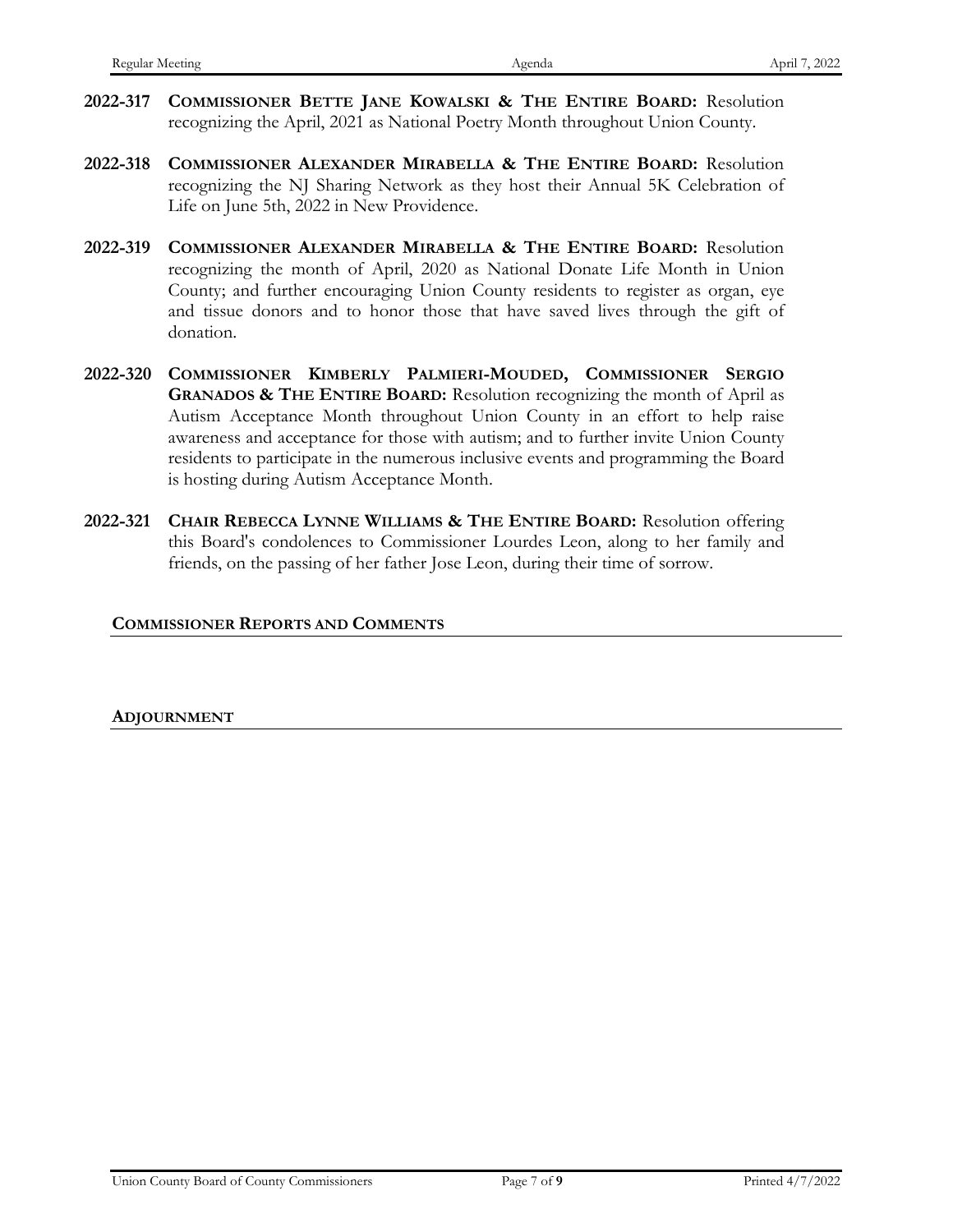**2022-317** **COMMISSIONER BETTE JANE KOWALSKI & THE ENTIRE BOARD:** Resolution recognizing the April, 2021 as National Poetry Month throughout Union County.

**2022-318** **COMMISSIONER ALEXANDER MIRABELLA & THE ENTIRE BOARD:** Resolution recognizing the NJ Sharing Network as they host their Annual 5K Celebration of Life on June 5th, 2022 in New Providence.

**2022-319** **COMMISSIONER ALEXANDER MIRABELLA & THE ENTIRE BOARD:** Resolution recognizing the month of April, 2020 as National Donate Life Month in Union County; and further encouraging Union County residents to register as organ, eye and tissue donors and to honor those that have saved lives through the gift of donation.

**2022-320** **COMMISSIONER KIMBERLY PALMIERI-MOUDED, COMMISSIONER SERGIO GRANADOS & THE ENTIRE BOARD:** Resolution recognizing the month of April as Autism Acceptance Month throughout Union County in an effort to help raise awareness and acceptance for those with autism; and to further invite Union County residents to participate in the numerous inclusive events and programming the Board is hosting during Autism Acceptance Month.

**2022-321** **CHAIR REBECCA LYNNE WILLIAMS & THE ENTIRE BOARD:** Resolution offering this Board's condolences to Commissioner Lourdes Leon, along to her family and friends, on the passing of her father Jose Leon, during their time of sorrow.

## COMMISSIONER REPORTS AND COMMENTS

## ADJOURNMENT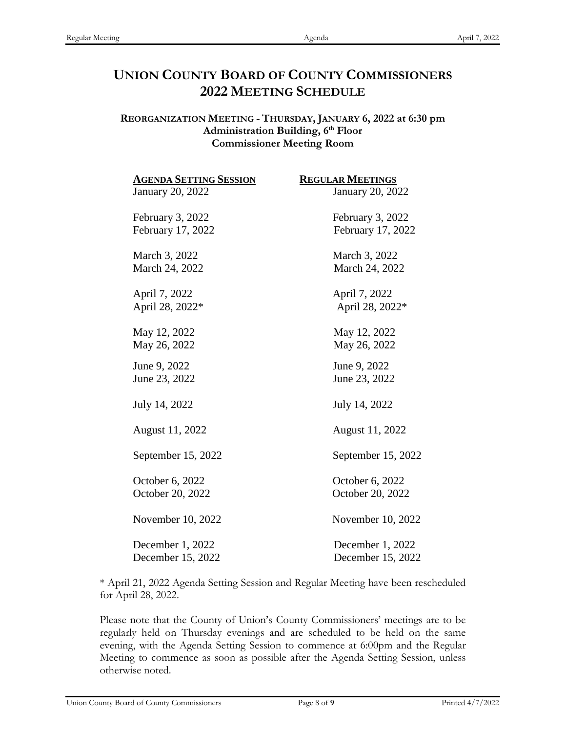# UNION COUNTY BOARD OF COUNTY COMMISSIONERS
# 2022 MEETING SCHEDULE

**REORGANIZATION MEETING - THURSDAY, JANUARY 6, 2022 at 6:30 pm**
**Administration Building, 6th Floor**
**Commissioner Meeting Room**

| AGENDA SETTING SESSION | REGULAR MEETINGS |
| --- | --- |
| January 20, 2022 | January 20, 2022 |
| February 3, 2022 | February 3, 2022 |
| February 17, 2022 | February 17, 2022 |
| March 3, 2022 | March 3, 2022 |
| March 24, 2022 | March 24, 2022 |
| April 7, 2022 | April 7, 2022 |
| April 28, 2022* | April 28, 2022* |
| May 12, 2022 | May 12, 2022 |
| May 26, 2022 | May 26, 2022 |
| June 9, 2022 | June 9, 2022 |
| June 23, 2022 | June 23, 2022 |
| July 14, 2022 | July 14, 2022 |
| August 11, 2022 | August 11, 2022 |
| September 15, 2022 | September 15, 2022 |
| October 6, 2022 | October 6, 2022 |
| October 20, 2022 | October 20, 2022 |
| November 10, 2022 | November 10, 2022 |
| December 1, 2022 | December 1, 2022 |
| December 15, 2022 | December 15, 2022 |

* April 21, 2022 Agenda Setting Session and Regular Meeting have been rescheduled for April 28, 2022.

Please note that the County of Union's County Commissioners' meetings are to be regularly held on Thursday evenings and are scheduled to be held on the same evening, with the Agenda Setting Session to commence at 6:00pm and the Regular Meeting to commence as soon as possible after the Agenda Setting Session, unless otherwise noted.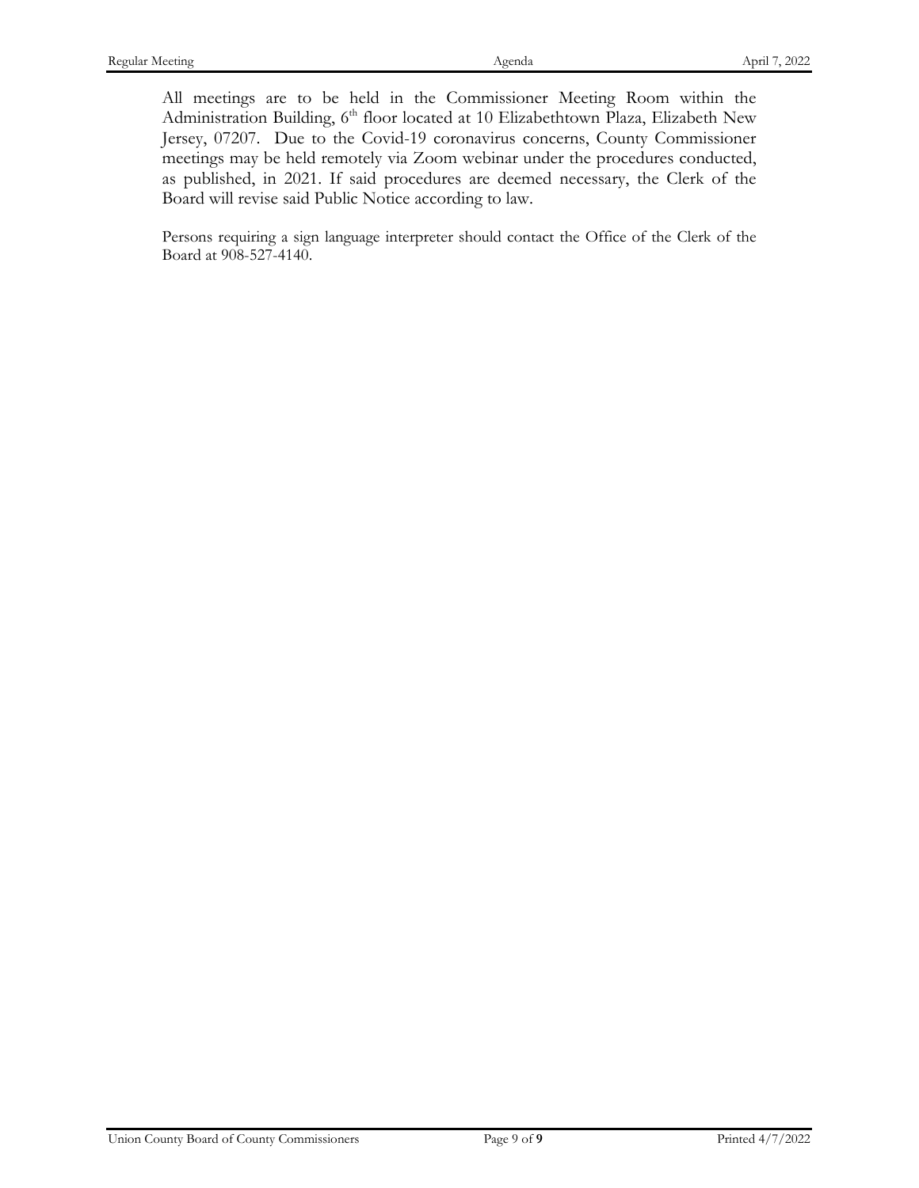All meetings are to be held in the Commissioner Meeting Room within the Administration Building, 6th floor located at 10 Elizabethtown Plaza, Elizabeth New Jersey, 07207. Due to the Covid-19 coronavirus concerns, County Commissioner meetings may be held remotely via Zoom webinar under the procedures conducted, as published, in 2021. If said procedures are deemed necessary, the Clerk of the Board will revise said Public Notice according to law.

Persons requiring a sign language interpreter should contact the Office of the Clerk of the Board at 908-527-4140.